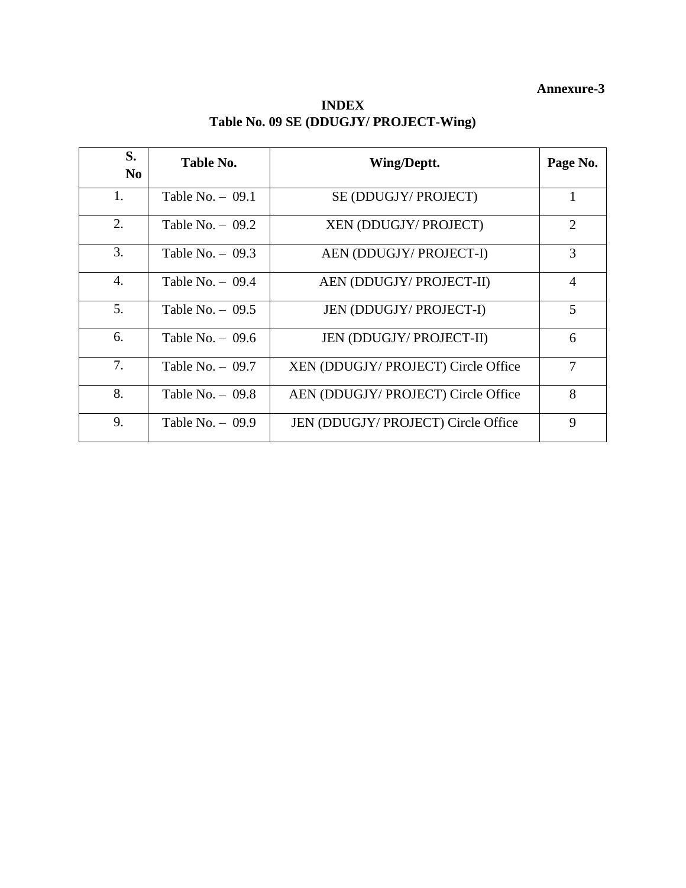**Annexure-3**

# INDEX

## Table No. 09 SE (DDUGJY/ PROJECT-Wing)

| S. No | Table No. | Wing/Deptt. | Page No. |
|---|---|---|---|
| 1. | Table No. – 09.1 | SE (DDUGJY/ PROJECT) | 1 |
| 2. | Table No. – 09.2 | XEN (DDUGJY/ PROJECT) | 2 |
| 3. | Table No. – 09.3 | AEN (DDUGJY/ PROJECT-I) | 3 |
| 4. | Table No. – 09.4 | AEN (DDUGJY/ PROJECT-II) | 4 |
| 5. | Table No. – 09.5 | JEN (DDUGJY/ PROJECT-I) | 5 |
| 6. | Table No. – 09.6 | JEN (DDUGJY/ PROJECT-II) | 6 |
| 7. | Table No. – 09.7 | XEN (DDUGJY/ PROJECT) Circle Office | 7 |
| 8. | Table No. – 09.8 | AEN (DDUGJY/ PROJECT) Circle Office | 8 |
| 9. | Table No. – 09.9 | JEN (DDUGJY/ PROJECT) Circle Office | 9 |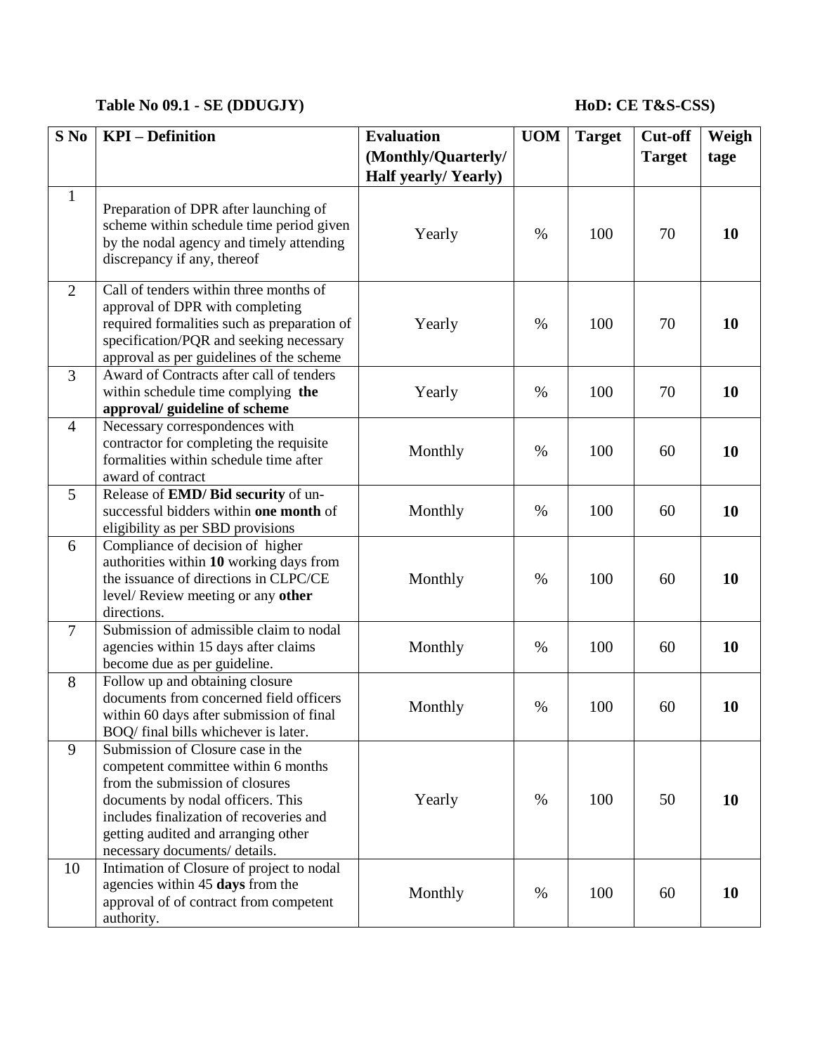**Table No 09.1 - SE (DDUGJY)** **HoD: CE T&S-CSS)**

| S No | KPI – Definition | Evaluation (Monthly/Quarterly/ Half yearly/ Yearly) | UOM | Target | Cut-off Target | Weigh tage |
|---|---|---|---|---|---|---|
| 1 | Preparation of DPR after launching of scheme within schedule time period given by the nodal agency and timely attending discrepancy if any, thereof | Yearly | % | 100 | 70 | **10** |
| 2 | Call of tenders within three months of approval of DPR with completing required formalities such as preparation of specification/PQR and seeking necessary approval as per guidelines of the scheme | Yearly | % | 100 | 70 | **10** |
| 3 | Award of Contracts after call of tenders within schedule time complying **the approval/ guideline of scheme** | Yearly | % | 100 | 70 | **10** |
| 4 | Necessary correspondences with contractor for completing the requisite formalities within schedule time after award of contract | Monthly | % | 100 | 60 | **10** |
| 5 | Release of **EMD/ Bid security** of un-successful bidders within **one month** of eligibility as per SBD provisions | Monthly | % | 100 | 60 | **10** |
| 6 | Compliance of decision of higher authorities within **10** working days from the issuance of directions in CLPC/CE level/ Review meeting or any **other** directions. | Monthly | % | 100 | 60 | **10** |
| 7 | Submission of admissible claim to nodal agencies within 15 days after claims become due as per guideline. | Monthly | % | 100 | 60 | **10** |
| 8 | Follow up and obtaining closure documents from concerned field officers within 60 days after submission of final BOQ/ final bills whichever is later. | Monthly | % | 100 | 60 | **10** |
| 9 | Submission of Closure case in the competent committee within 6 months from the submission of closures documents by nodal officers. This includes finalization of recoveries and getting audited and arranging other necessary documents/ details. | Yearly | % | 100 | 50 | **10** |
| 10 | Intimation of Closure of project to nodal agencies within 45 **days** from the approval of of contract from competent authority. | Monthly | % | 100 | 60 | **10** |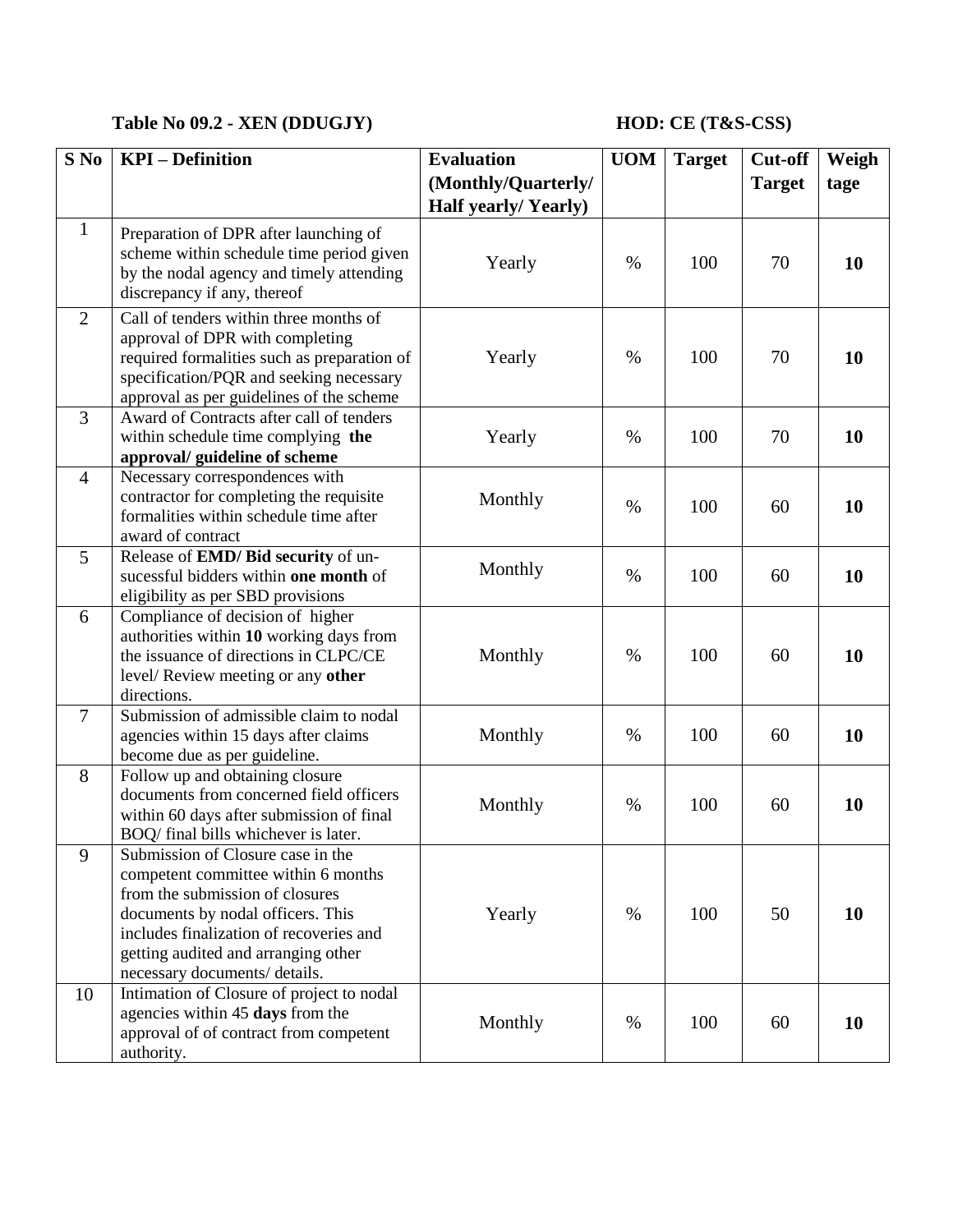**Table No 09.2 - XEN (DDUGJY)** **HOD: CE (T&S-CSS)**

| S No | KPI – Definition | Evaluation (Monthly/Quarterly/ Half yearly/ Yearly) | UOM | Target | Cut-off Target | Weigh tage |
|---|---|---|---|---|---|---|
| 1 | Preparation of DPR after launching of scheme within schedule time period given by the nodal agency and timely attending discrepancy if any, thereof | Yearly | % | 100 | 70 | **10** |
| 2 | Call of tenders within three months of approval of DPR with completing required formalities such as preparation of specification/PQR and seeking necessary approval as per guidelines of the scheme | Yearly | % | 100 | 70 | **10** |
| 3 | Award of Contracts after call of tenders within schedule time complying **the approval/ guideline of scheme** | Yearly | % | 100 | 70 | **10** |
| 4 | Necessary correspondences with contractor for completing the requisite formalities within schedule time after award of contract | Monthly | % | 100 | 60 | **10** |
| 5 | Release of **EMD/ Bid security** of un-sucessful bidders within **one month** of eligibility as per SBD provisions | Monthly | % | 100 | 60 | **10** |
| 6 | Compliance of decision of higher authorities within **10** working days from the issuance of directions in CLPC/CE level/ Review meeting or any **other** directions. | Monthly | % | 100 | 60 | **10** |
| 7 | Submission of admissible claim to nodal agencies within 15 days after claims become due as per guideline. | Monthly | % | 100 | 60 | **10** |
| 8 | Follow up and obtaining closure documents from concerned field officers within 60 days after submission of final BOQ/ final bills whichever is later. | Monthly | % | 100 | 60 | **10** |
| 9 | Submission of Closure case in the competent committee within 6 months from the submission of closures documents by nodal officers. This includes finalization of recoveries and getting audited and arranging other necessary documents/ details. | Yearly | % | 100 | 50 | **10** |
| 10 | Intimation of Closure of project to nodal agencies within 45 **days** from the approval of of contract from competent authority. | Monthly | % | 100 | 60 | **10** |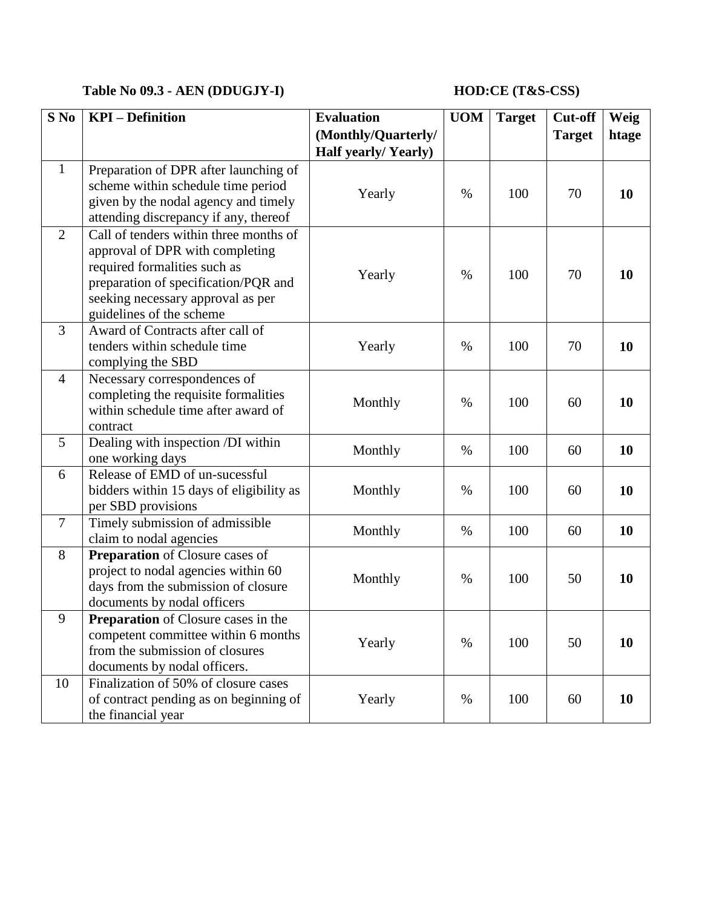**Table No 09.3 - AEN (DDUGJY-I)** **HOD:CE (T&S-CSS)**

| S No | KPI – Definition | Evaluation (Monthly/Quarterly/ Half yearly/ Yearly) | UOM | Target | Cut-off Target | Weightage |
|---|---|---|---|---|---|---|
| 1 | Preparation of DPR after launching of scheme within schedule time period given by the nodal agency and timely attending discrepancy if any, thereof | Yearly | % | 100 | 70 | **10** |
| 2 | Call of tenders within three months of approval of DPR with completing required formalities such as preparation of specification/PQR and seeking necessary approval as per guidelines of the scheme | Yearly | % | 100 | 70 | **10** |
| 3 | Award of Contracts after call of tenders within schedule time complying the SBD | Yearly | % | 100 | 70 | **10** |
| 4 | Necessary correspondences of completing the requisite formalities within schedule time after award of contract | Monthly | % | 100 | 60 | **10** |
| 5 | Dealing with inspection /DI within one working days | Monthly | % | 100 | 60 | **10** |
| 6 | Release of EMD of un-sucessful bidders within 15 days of eligibility as per SBD provisions | Monthly | % | 100 | 60 | **10** |
| 7 | Timely submission of admissible claim to nodal agencies | Monthly | % | 100 | 60 | **10** |
| 8 | **Preparation** of Closure cases of project to nodal agencies within 60 days from the submission of closure documents by nodal officers | Monthly | % | 100 | 50 | **10** |
| 9 | **Preparation** of Closure cases in the competent committee within 6 months from the submission of closures documents by nodal officers. | Yearly | % | 100 | 50 | **10** |
| 10 | Finalization of 50% of closure cases of contract pending as on beginning of the financial year | Yearly | % | 100 | 60 | **10** |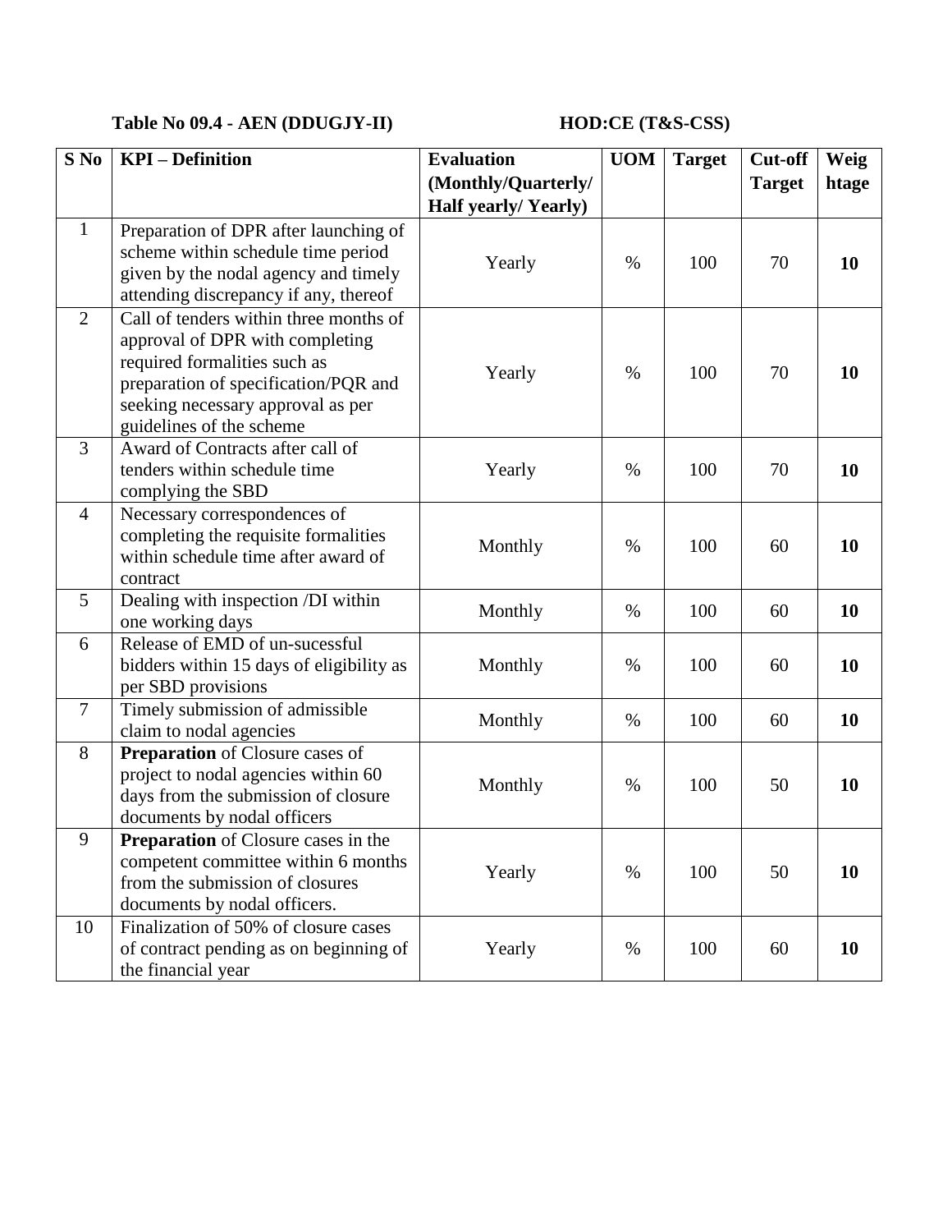**Table No 09.4 - AEN (DDUGJY-II)** **HOD:CE (T&S-CSS)**

| S No | KPI – Definition | Evaluation (Monthly/Quarterly/ Half yearly/ Yearly) | UOM | Target | Cut-off Target | Weightage |
|---|---|---|---|---|---|---|
| 1 | Preparation of DPR after launching of scheme within schedule time period given by the nodal agency and timely attending discrepancy if any, thereof | Yearly | % | 100 | 70 | **10** |
| 2 | Call of tenders within three months of approval of DPR with completing required formalities such as preparation of specification/PQR and seeking necessary approval as per guidelines of the scheme | Yearly | % | 100 | 70 | **10** |
| 3 | Award of Contracts after call of tenders within schedule time complying the SBD | Yearly | % | 100 | 70 | **10** |
| 4 | Necessary correspondences of completing the requisite formalities within schedule time after award of contract | Monthly | % | 100 | 60 | **10** |
| 5 | Dealing with inspection /DI within one working days | Monthly | % | 100 | 60 | **10** |
| 6 | Release of EMD of un-sucessful bidders within 15 days of eligibility as per SBD provisions | Monthly | % | 100 | 60 | **10** |
| 7 | Timely submission of admissible claim to nodal agencies | Monthly | % | 100 | 60 | **10** |
| 8 | **Preparation** of Closure cases of project to nodal agencies within 60 days from the submission of closure documents by nodal officers | Monthly | % | 100 | 50 | **10** |
| 9 | **Preparation** of Closure cases in the competent committee within 6 months from the submission of closures documents by nodal officers. | Yearly | % | 100 | 50 | **10** |
| 10 | Finalization of 50% of closure cases of contract pending as on beginning of the financial year | Yearly | % | 100 | 60 | **10** |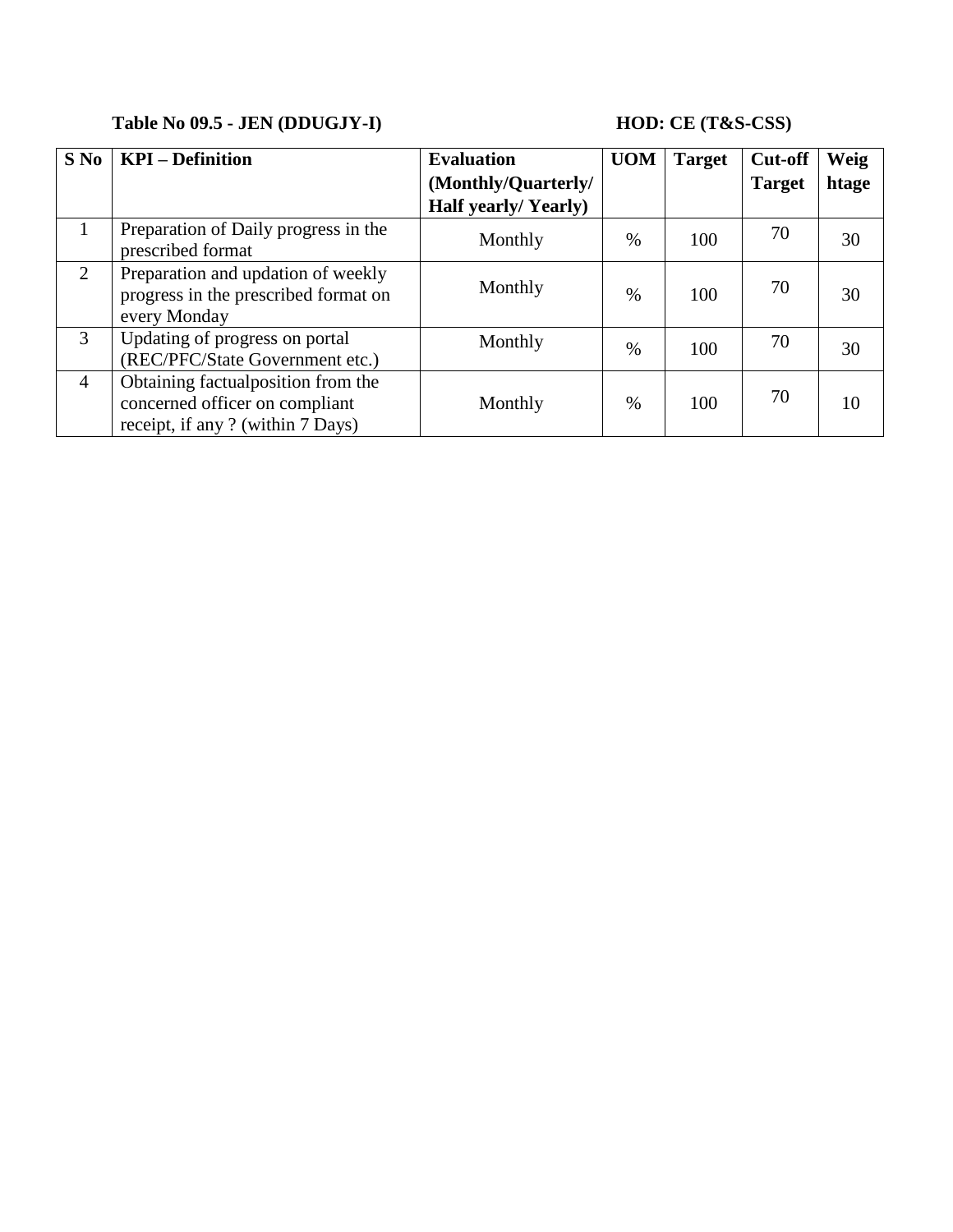**Table No 09.5 - JEN (DDUGJY-I)** **HOD: CE (T&S-CSS)**

| S No | KPI – Definition | Evaluation (Monthly/Quarterly/ Half yearly/ Yearly) | UOM | Target | Cut-off Target | Weightage |
|---|---|---|---|---|---|---|
| 1 | Preparation of Daily progress in the prescribed format | Monthly | % | 100 | 70 | 30 |
| 2 | Preparation and updation of weekly progress in the prescribed format on every Monday | Monthly | % | 100 | 70 | 30 |
| 3 | Updating of progress on portal (REC/PFC/State Government etc.) | Monthly | % | 100 | 70 | 30 |
| 4 | Obtaining factualposition from the concerned officer on compliant receipt, if any ? (within 7 Days) | Monthly | % | 100 | 70 | 10 |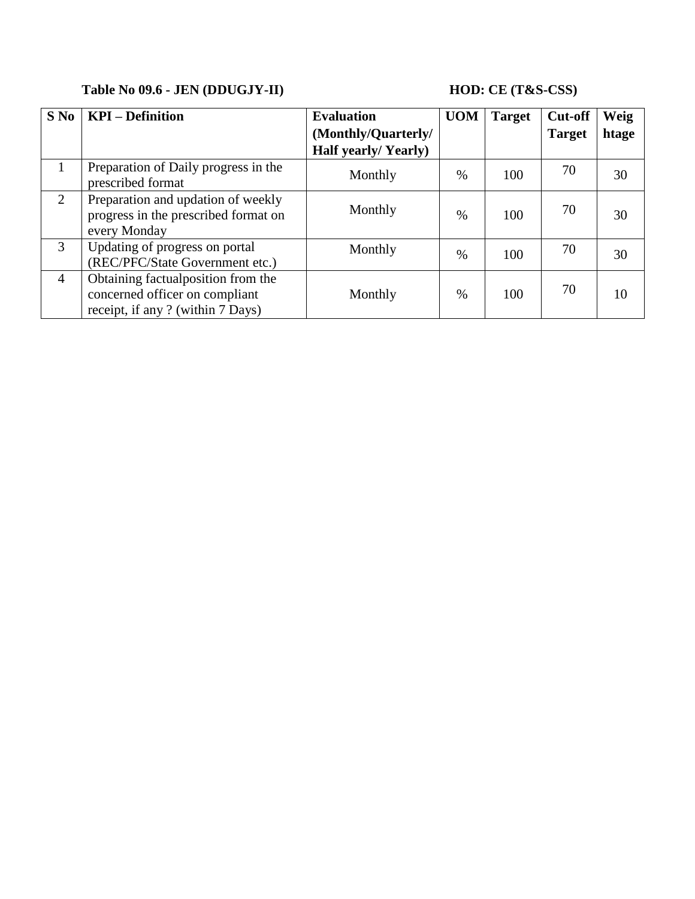**Table No 09.6 - JEN (DDUGJY-II)** **HOD: CE (T&S-CSS)**

| S No | KPI – Definition | Evaluation (Monthly/Quarterly/ Half yearly/ Yearly) | UOM | Target | Cut-off Target | Weightage |
|---|---|---|---|---|---|---|
| 1 | Preparation of Daily progress in the prescribed format | Monthly | % | 100 | 70 | 30 |
| 2 | Preparation and updation of weekly progress in the prescribed format on every Monday | Monthly | % | 100 | 70 | 30 |
| 3 | Updating of progress on portal (REC/PFC/State Government etc.) | Monthly | % | 100 | 70 | 30 |
| 4 | Obtaining factualposition from the concerned officer on compliant receipt, if any ? (within 7 Days) | Monthly | % | 100 | 70 | 10 |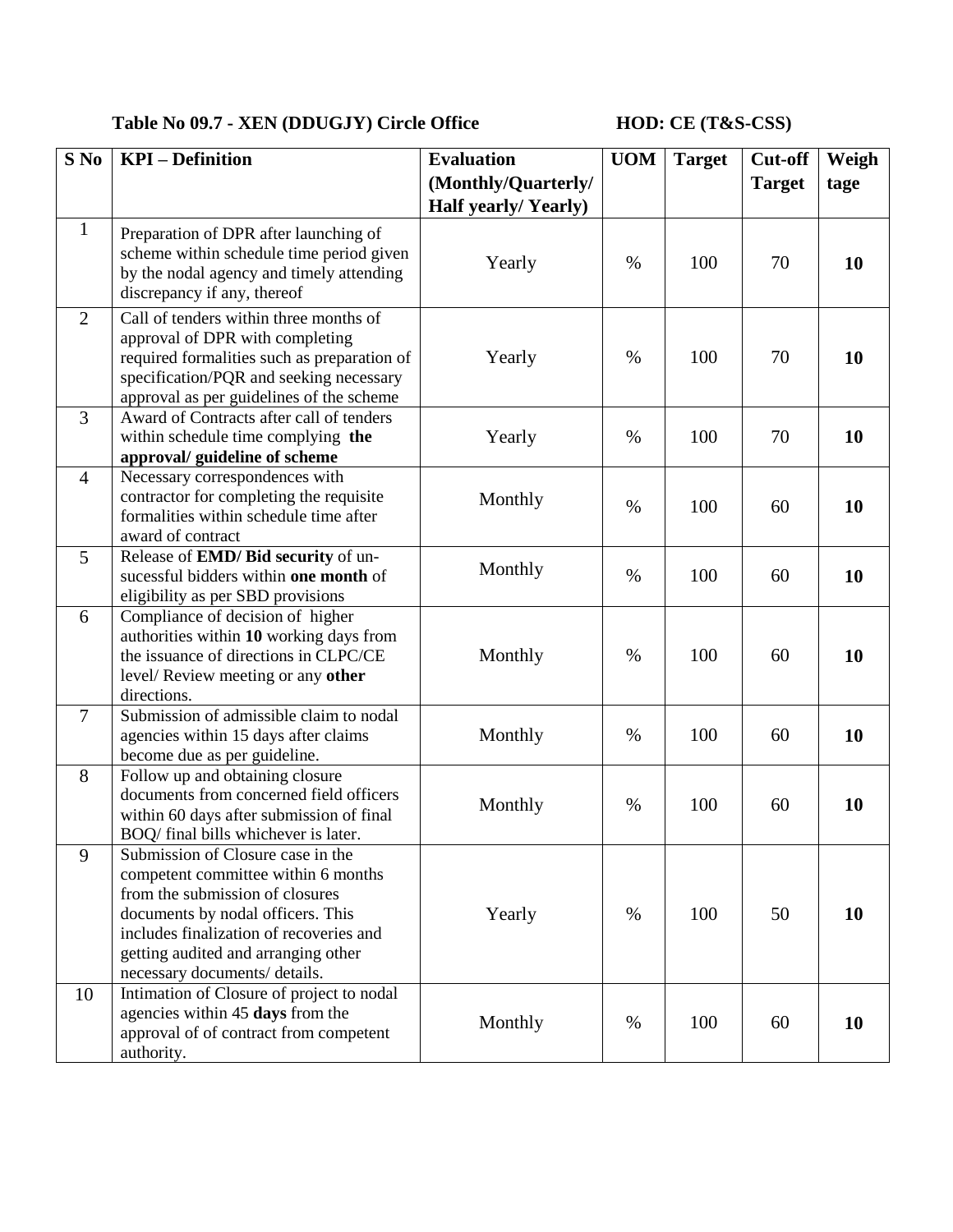**Table No 09.7 - XEN (DDUGJY) Circle Office HOD: CE (T&S-CSS)**

| S No | KPI – Definition | Evaluation (Monthly/Quarterly/ Half yearly/ Yearly) | UOM | Target | Cut-off Target | Weigh tage |
|---|---|---|---|---|---|---|
| 1 | Preparation of DPR after launching of scheme within schedule time period given by the nodal agency and timely attending discrepancy if any, thereof | Yearly | % | 100 | 70 | **10** |
| 2 | Call of tenders within three months of approval of DPR with completing required formalities such as preparation of specification/PQR and seeking necessary approval as per guidelines of the scheme | Yearly | % | 100 | 70 | **10** |
| 3 | Award of Contracts after call of tenders within schedule time complying **the approval/ guideline of scheme** | Yearly | % | 100 | 70 | **10** |
| 4 | Necessary correspondences with contractor for completing the requisite formalities within schedule time after award of contract | Monthly | % | 100 | 60 | **10** |
| 5 | Release of **EMD/ Bid security** of un-sucessful bidders within **one month** of eligibility as per SBD provisions | Monthly | % | 100 | 60 | **10** |
| 6 | Compliance of decision of higher authorities within **10** working days from the issuance of directions in CLPC/CE level/ Review meeting or any **other** directions. | Monthly | % | 100 | 60 | **10** |
| 7 | Submission of admissible claim to nodal agencies within 15 days after claims become due as per guideline. | Monthly | % | 100 | 60 | **10** |
| 8 | Follow up and obtaining closure documents from concerned field officers within 60 days after submission of final BOQ/ final bills whichever is later. | Monthly | % | 100 | 60 | **10** |
| 9 | Submission of Closure case in the competent committee within 6 months from the submission of closures documents by nodal officers. This includes finalization of recoveries and getting audited and arranging other necessary documents/ details. | Yearly | % | 100 | 50 | **10** |
| 10 | Intimation of Closure of project to nodal agencies within 45 **days** from the approval of of contract from competent authority. | Monthly | % | 100 | 60 | **10** |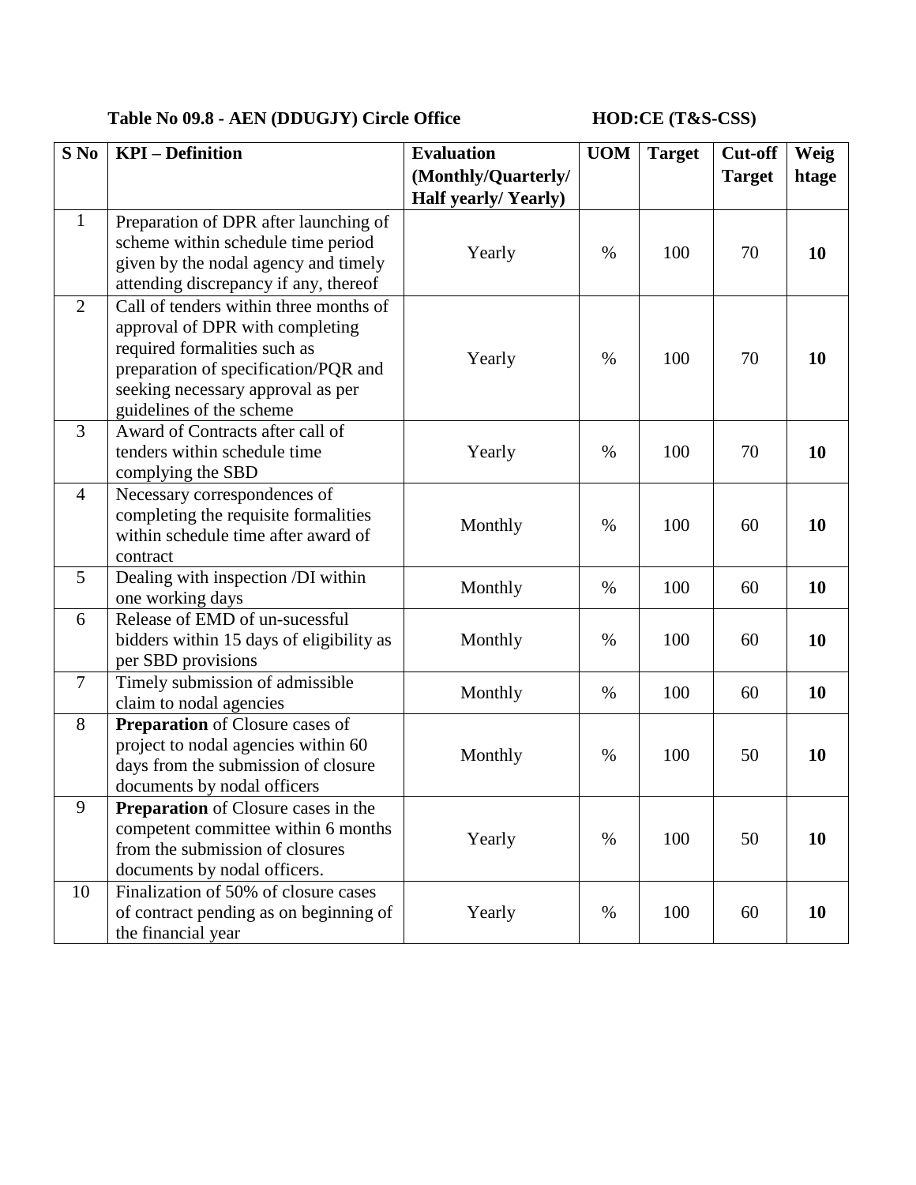**Table No 09.8 - AEN (DDUGJY) Circle Office HOD:CE (T&S-CSS)**

| S No | KPI – Definition | Evaluation (Monthly/Quarterly/ Half yearly/ Yearly) | UOM | Target | Cut-off Target | Weightage |
|---|---|---|---|---|---|---|
| 1 | Preparation of DPR after launching of scheme within schedule time period given by the nodal agency and timely attending discrepancy if any, thereof | Yearly | % | 100 | 70 | **10** |
| 2 | Call of tenders within three months of approval of DPR with completing required formalities such as preparation of specification/PQR and seeking necessary approval as per guidelines of the scheme | Yearly | % | 100 | 70 | **10** |
| 3 | Award of Contracts after call of tenders within schedule time complying the SBD | Yearly | % | 100 | 70 | **10** |
| 4 | Necessary correspondences of completing the requisite formalities within schedule time after award of contract | Monthly | % | 100 | 60 | **10** |
| 5 | Dealing with inspection /DI within one working days | Monthly | % | 100 | 60 | **10** |
| 6 | Release of EMD of un-sucessful bidders within 15 days of eligibility as per SBD provisions | Monthly | % | 100 | 60 | **10** |
| 7 | Timely submission of admissible claim to nodal agencies | Monthly | % | 100 | 60 | **10** |
| 8 | **Preparation** of Closure cases of project to nodal agencies within 60 days from the submission of closure documents by nodal officers | Monthly | % | 100 | 50 | **10** |
| 9 | **Preparation** of Closure cases in the competent committee within 6 months from the submission of closures documents by nodal officers. | Yearly | % | 100 | 50 | **10** |
| 10 | Finalization of 50% of closure cases of contract pending as on beginning of the financial year | Yearly | % | 100 | 60 | **10** |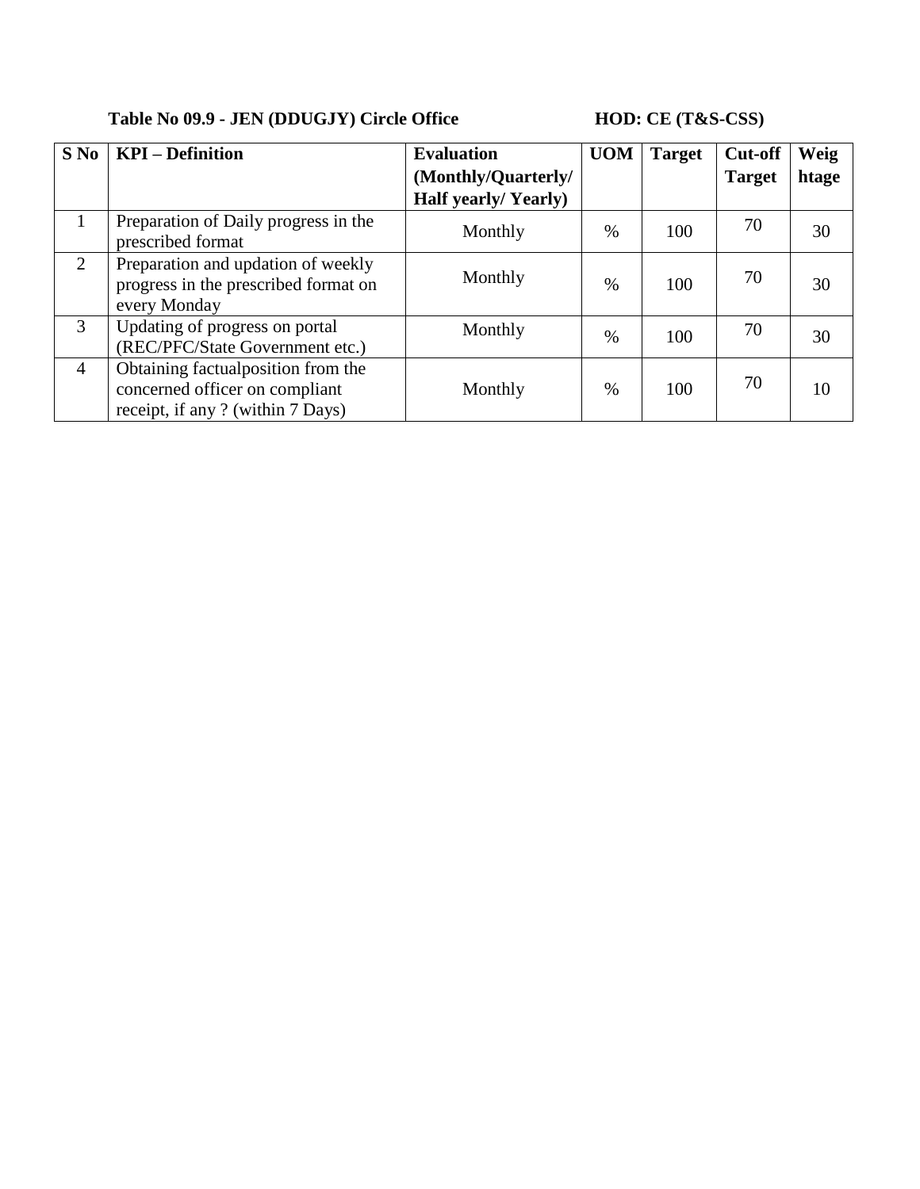**Table No 09.9 - JEN (DDUGJY) Circle Office** **HOD: CE (T&S-CSS)**

| S No | KPI – Definition | Evaluation (Monthly/Quarterly/ Half yearly/ Yearly) | UOM | Target | Cut-off Target | Weightage |
|---|---|---|---|---|---|---|
| 1 | Preparation of Daily progress in the prescribed format | Monthly | % | 100 | 70 | 30 |
| 2 | Preparation and updation of weekly progress in the prescribed format on every Monday | Monthly | % | 100 | 70 | 30 |
| 3 | Updating of progress on portal (REC/PFC/State Government etc.) | Monthly | % | 100 | 70 | 30 |
| 4 | Obtaining factualposition from the concerned officer on compliant receipt, if any ? (within 7 Days) | Monthly | % | 100 | 70 | 10 |